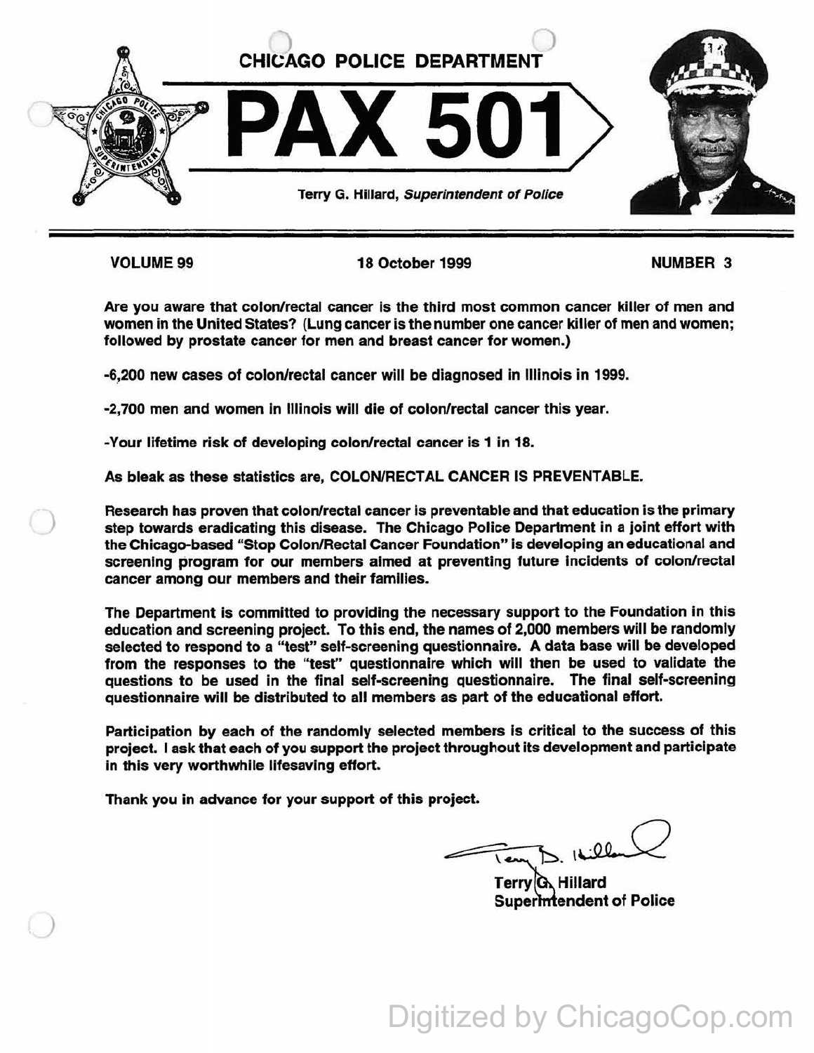CHICAGO POLICE DEPARTMENT

# PAX 501

Terry G. Hillard, *Superintendent of Police*

**VOLUME 99** | **18 October 1999** | **NUMBER 3**

**Are you aware that colon/rectal cancer is the third most common cancer killer of men and women in the United States? (Lung cancer is the number one cancer killer of men and women; followed by prostate cancer for men and breast cancer for women.)**

**-6,200 new cases of colon/rectal cancer will be diagnosed in Illinois in 1999.**

**-2,700 men and women in Illinois will die of colon/rectal cancer this year.**

**-Your lifetime risk of developing colon/rectal cancer is 1 in 18.**

**As bleak as these statistics are, COLON/RECTAL CANCER IS PREVENTABLE.**

**Research has proven that colon/rectal cancer is preventable and that education is the primary step towards eradicating this disease. The Chicago Police Department in a joint effort with the Chicago-based "Stop Colon/Rectal Cancer Foundation" is developing an educational and screening program for our members aimed at preventing future incidents of colon/rectal cancer among our members and their families.**

**The Department is committed to providing the necessary support to the Foundation in this education and screening project. To this end, the names of 2,000 members will be randomly selected to respond to a "test" self-screening questionnaire. A data base will be developed from the responses to the "test" questionnaire which will then be used to validate the questions to be used in the final self-screening questionnaire. The final self-screening questionnaire will be distributed to all members as part of the educational effort.**

**Participation by each of the randomly selected members is critical to the success of this project. I ask that each of you support the project throughout its development and participate in this very worthwhile lifesaving effort.**

**Thank you in advance for your support of this project.**

**Terry G. Hillard**
**Superintendent of Police**